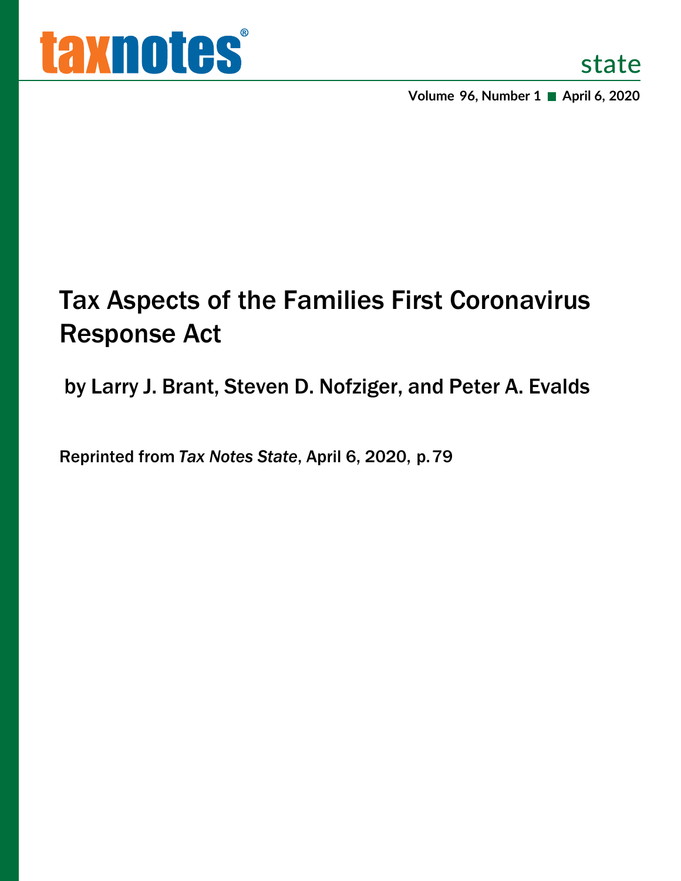taxnotes state

Volume 96, Number 1 ■ April 6, 2020

# Tax Aspects of the Families First Coronavirus Response Act

by Larry J. Brant, Steven D. Nofziger, and Peter A. Evalds

Reprinted from *Tax Notes State*, April 6, 2020, p. 79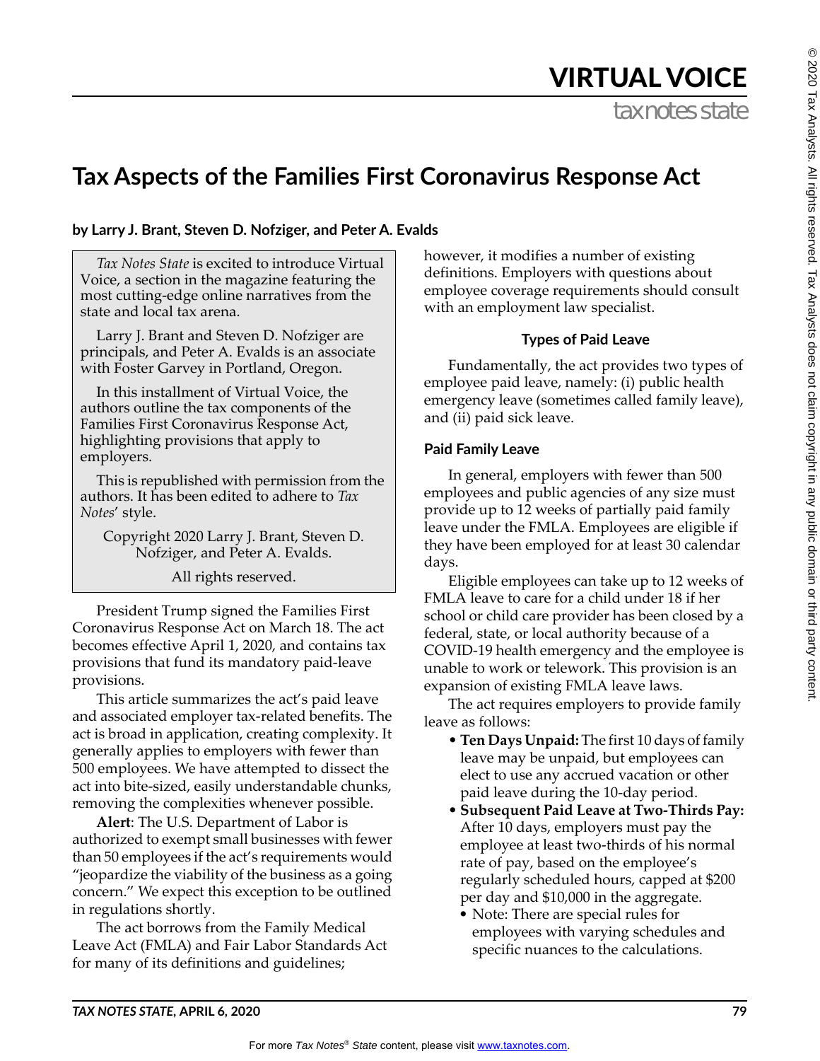# VIRTUAL VOICE

# Tax Aspects of the Families First Coronavirus Response Act

**by Larry J. Brant, Steven D. Nofziger, and Peter A. Evalds**

> *Tax Notes State* is excited to introduce Virtual Voice, a section in the magazine featuring the most cutting-edge online narratives from the state and local tax arena.
>
> Larry J. Brant and Steven D. Nofziger are principals, and Peter A. Evalds is an associate with Foster Garvey in Portland, Oregon.
>
> In this installment of Virtual Voice, the authors outline the tax components of the Families First Coronavirus Response Act, highlighting provisions that apply to employers.
>
> This is republished with permission from the authors. It has been edited to adhere to *Tax Notes*' style.
>
> Copyright 2020 Larry J. Brant, Steven D. Nofziger, and Peter A. Evalds.
>
> All rights reserved.

President Trump signed the Families First Coronavirus Response Act on March 18. The act becomes effective April 1, 2020, and contains tax provisions that fund its mandatory paid-leave provisions.

This article summarizes the act's paid leave and associated employer tax-related benefits. The act is broad in application, creating complexity. It generally applies to employers with fewer than 500 employees. We have attempted to dissect the act into bite-sized, easily understandable chunks, removing the complexities whenever possible.

**Alert**: The U.S. Department of Labor is authorized to exempt small businesses with fewer than 50 employees if the act's requirements would "jeopardize the viability of the business as a going concern." We expect this exception to be outlined in regulations shortly.

The act borrows from the Family Medical Leave Act (FMLA) and Fair Labor Standards Act for many of its definitions and guidelines; however, it modifies a number of existing definitions. Employers with questions about employee coverage requirements should consult with an employment law specialist.

### Types of Paid Leave

Fundamentally, the act provides two types of employee paid leave, namely: (i) public health emergency leave (sometimes called family leave), and (ii) paid sick leave.

## Paid Family Leave

In general, employers with fewer than 500 employees and public agencies of any size must provide up to 12 weeks of partially paid family leave under the FMLA. Employees are eligible if they have been employed for at least 30 calendar days.

Eligible employees can take up to 12 weeks of FMLA leave to care for a child under 18 if her school or child care provider has been closed by a federal, state, or local authority because of a COVID-19 health emergency and the employee is unable to work or telework. This provision is an expansion of existing FMLA leave laws.

The act requires employers to provide family leave as follows:

- **Ten Days Unpaid:** The first 10 days of family leave may be unpaid, but employees can elect to use any accrued vacation or other paid leave during the 10-day period.
- **Subsequent Paid Leave at Two-Thirds Pay:** After 10 days, employers must pay the employee at least two-thirds of his normal rate of pay, based on the employee's regularly scheduled hours, capped at $200 per day and $10,000 in the aggregate.
  - Note: There are special rules for employees with varying schedules and specific nuances to the calculations.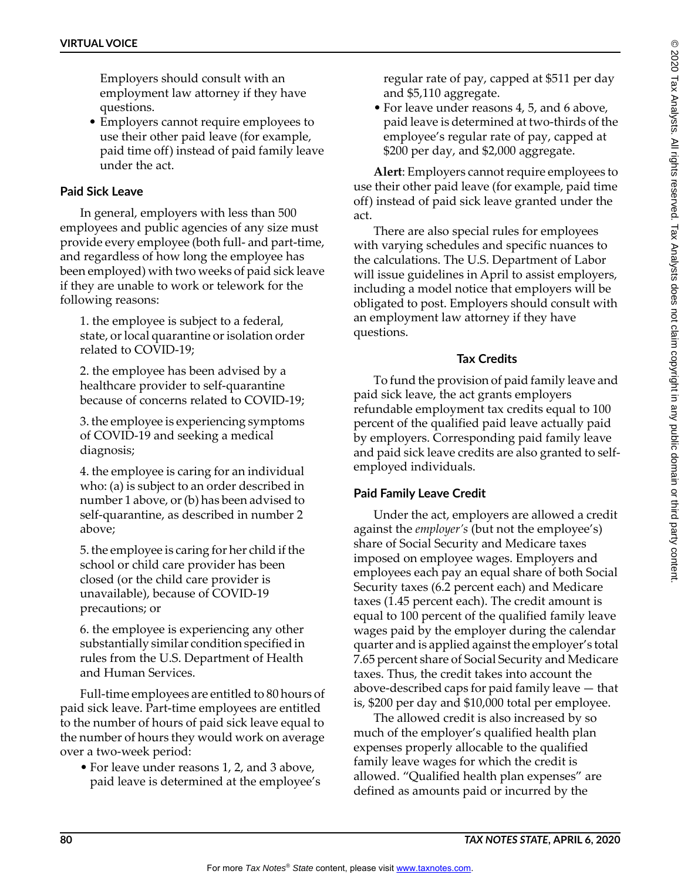Employers should consult with an employment law attorney if they have questions.

- Employers cannot require employees to use their other paid leave (for example, paid time off) instead of paid family leave under the act.

### Paid Sick Leave

In general, employers with less than 500 employees and public agencies of any size must provide every employee (both full- and part-time, and regardless of how long the employee has been employed) with two weeks of paid sick leave if they are unable to work or telework for the following reasons:

1. the employee is subject to a federal, state, or local quarantine or isolation order related to COVID-19;

2. the employee has been advised by a healthcare provider to self-quarantine because of concerns related to COVID-19;

3. the employee is experiencing symptoms of COVID-19 and seeking a medical diagnosis;

4. the employee is caring for an individual who: (a) is subject to an order described in number 1 above, or (b) has been advised to self-quarantine, as described in number 2 above;

5. the employee is caring for her child if the school or child care provider has been closed (or the child care provider is unavailable), because of COVID-19 precautions; or

6. the employee is experiencing any other substantially similar condition specified in rules from the U.S. Department of Health and Human Services.

Full-time employees are entitled to 80 hours of paid sick leave. Part-time employees are entitled to the number of hours of paid sick leave equal to the number of hours they would work on average over a two-week period:

- For leave under reasons 1, 2, and 3 above, paid leave is determined at the employee's regular rate of pay, capped at $511 per day and $5,110 aggregate.
- For leave under reasons 4, 5, and 6 above, paid leave is determined at two-thirds of the employee's regular rate of pay, capped at $200 per day, and $2,000 aggregate.

**Alert**: Employers cannot require employees to use their other paid leave (for example, paid time off) instead of paid sick leave granted under the act.

There are also special rules for employees with varying schedules and specific nuances to the calculations. The U.S. Department of Labor will issue guidelines in April to assist employers, including a model notice that employers will be obligated to post. Employers should consult with an employment law attorney if they have questions.

## Tax Credits

To fund the provision of paid family leave and paid sick leave, the act grants employers refundable employment tax credits equal to 100 percent of the qualified paid leave actually paid by employers. Corresponding paid family leave and paid sick leave credits are also granted to self-employed individuals.

### Paid Family Leave Credit

Under the act, employers are allowed a credit against the *employer's* (but not the employee's) share of Social Security and Medicare taxes imposed on employee wages. Employers and employees each pay an equal share of both Social Security taxes (6.2 percent each) and Medicare taxes (1.45 percent each). The credit amount is equal to 100 percent of the qualified family leave wages paid by the employer during the calendar quarter and is applied against the employer's total 7.65 percent share of Social Security and Medicare taxes. Thus, the credit takes into account the above-described caps for paid family leave — that is, $200 per day and $10,000 total per employee.

The allowed credit is also increased by so much of the employer's qualified health plan expenses properly allocable to the qualified family leave wages for which the credit is allowed. "Qualified health plan expenses" are defined as amounts paid or incurred by the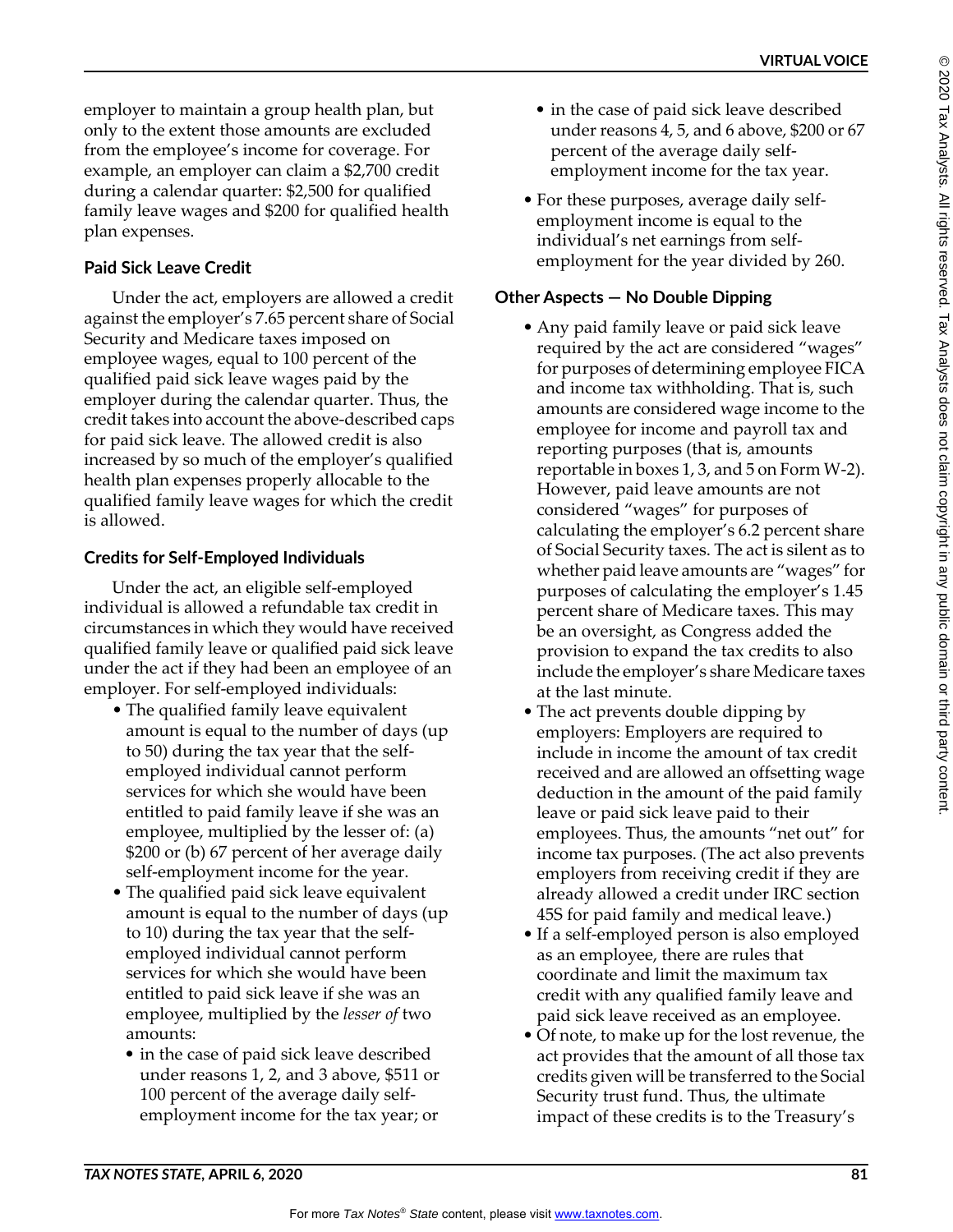employer to maintain a group health plan, but only to the extent those amounts are excluded from the employee's income for coverage. For example, an employer can claim a $2,700 credit during a calendar quarter: $2,500 for qualified family leave wages and $200 for qualified health plan expenses.

### Paid Sick Leave Credit

Under the act, employers are allowed a credit against the employer's 7.65 percent share of Social Security and Medicare taxes imposed on employee wages, equal to 100 percent of the qualified paid sick leave wages paid by the employer during the calendar quarter. Thus, the credit takes into account the above-described caps for paid sick leave. The allowed credit is also increased by so much of the employer's qualified health plan expenses properly allocable to the qualified family leave wages for which the credit is allowed.

### Credits for Self-Employed Individuals

Under the act, an eligible self-employed individual is allowed a refundable tax credit in circumstances in which they would have received qualified family leave or qualified paid sick leave under the act if they had been an employee of an employer. For self-employed individuals:

- The qualified family leave equivalent amount is equal to the number of days (up to 50) during the tax year that the self-employed individual cannot perform services for which she would have been entitled to paid family leave if she was an employee, multiplied by the lesser of: (a) $200 or (b) 67 percent of her average daily self-employment income for the year.
- The qualified paid sick leave equivalent amount is equal to the number of days (up to 10) during the tax year that the self-employed individual cannot perform services for which she would have been entitled to paid sick leave if she was an employee, multiplied by the *lesser of* two amounts:
  - in the case of paid sick leave described under reasons 1, 2, and 3 above, $511 or 100 percent of the average daily self-employment income for the tax year; or
  - in the case of paid sick leave described under reasons 4, 5, and 6 above, $200 or 67 percent of the average daily self-employment income for the tax year.
- For these purposes, average daily self-employment income is equal to the individual's net earnings from self-employment for the year divided by 260.

### Other Aspects — No Double Dipping

- Any paid family leave or paid sick leave required by the act are considered "wages" for purposes of determining employee FICA and income tax withholding. That is, such amounts are considered wage income to the employee for income and payroll tax and reporting purposes (that is, amounts reportable in boxes 1, 3, and 5 on Form W-2). However, paid leave amounts are not considered "wages" for purposes of calculating the employer's 6.2 percent share of Social Security taxes. The act is silent as to whether paid leave amounts are "wages" for purposes of calculating the employer's 1.45 percent share of Medicare taxes. This may be an oversight, as Congress added the provision to expand the tax credits to also include the employer's share Medicare taxes at the last minute.
- The act prevents double dipping by employers: Employers are required to include in income the amount of tax credit received and are allowed an offsetting wage deduction in the amount of the paid family leave or paid sick leave paid to their employees. Thus, the amounts "net out" for income tax purposes. (The act also prevents employers from receiving credit if they are already allowed a credit under IRC section 45S for paid family and medical leave.)
- If a self-employed person is also employed as an employee, there are rules that coordinate and limit the maximum tax credit with any qualified family leave and paid sick leave received as an employee.
- Of note, to make up for the lost revenue, the act provides that the amount of all those tax credits given will be transferred to the Social Security trust fund. Thus, the ultimate impact of these credits is to the Treasury's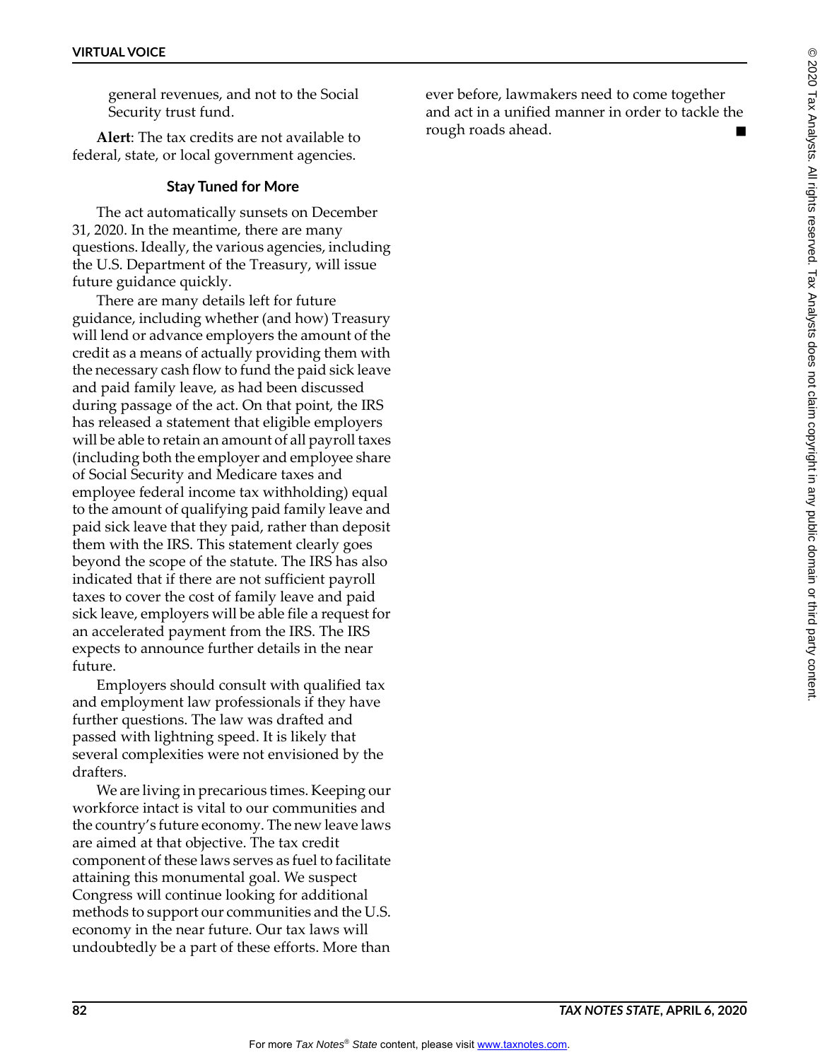general revenues, and not to the Social Security trust fund.

**Alert**: The tax credits are not available to federal, state, or local government agencies.

### Stay Tuned for More

The act automatically sunsets on December 31, 2020. In the meantime, there are many questions. Ideally, the various agencies, including the U.S. Department of the Treasury, will issue future guidance quickly.

There are many details left for future guidance, including whether (and how) Treasury will lend or advance employers the amount of the credit as a means of actually providing them with the necessary cash flow to fund the paid sick leave and paid family leave, as had been discussed during passage of the act. On that point, the IRS has released a statement that eligible employers will be able to retain an amount of all payroll taxes (including both the employer and employee share of Social Security and Medicare taxes and employee federal income tax withholding) equal to the amount of qualifying paid family leave and paid sick leave that they paid, rather than deposit them with the IRS. This statement clearly goes beyond the scope of the statute. The IRS has also indicated that if there are not sufficient payroll taxes to cover the cost of family leave and paid sick leave, employers will be able file a request for an accelerated payment from the IRS. The IRS expects to announce further details in the near future.

Employers should consult with qualified tax and employment law professionals if they have further questions. The law was drafted and passed with lightning speed. It is likely that several complexities were not envisioned by the drafters.

We are living in precarious times. Keeping our workforce intact is vital to our communities and the country's future economy. The new leave laws are aimed at that objective. The tax credit component of these laws serves as fuel to facilitate attaining this monumental goal. We suspect Congress will continue looking for additional methods to support our communities and the U.S. economy in the near future. Our tax laws will undoubtedly be a part of these efforts. More than ever before, lawmakers need to come together and act in a unified manner in order to tackle the rough roads ahead. ■